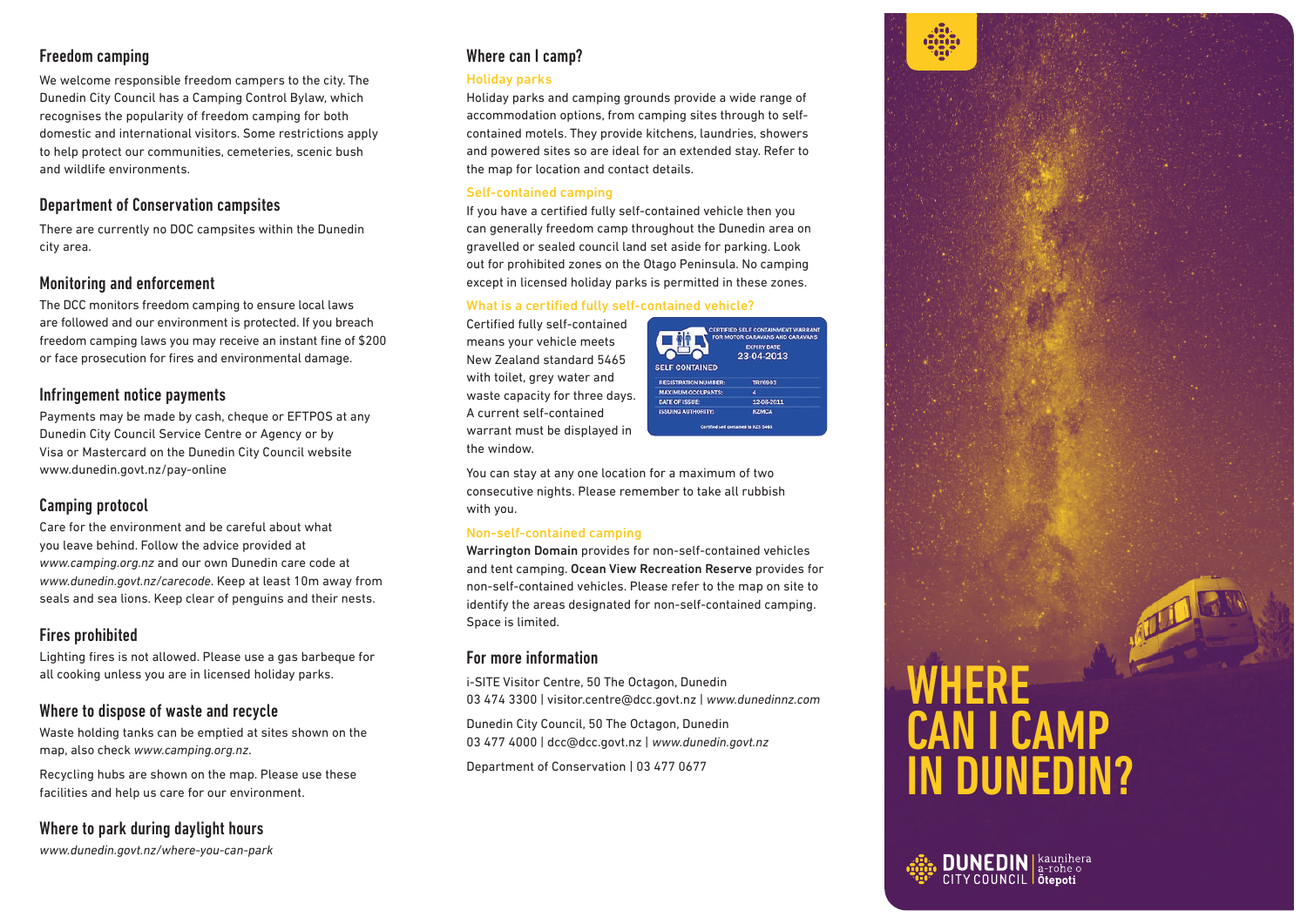## Freedom camping

We welcome responsible freedom campers to the city. The Dunedin City Council has a Camping Control Bylaw, which recognises the popularity of freedom camping for both domestic and international visitors. Some restrictions apply to help protect our communities, cemeteries, scenic bush and wildlife environments.

## Department of Conservation campsites

There are currently no DOC campsites within the Dunedin city area.

## Monitoring and enforcement

The DCC monitors freedom camping to ensure local laws are followed and our environment is protected. If you breach freedom camping laws you may receive an instant fine of $200 or face prosecution for fires and environmental damage.

## Infringement notice payments

Payments may be made by cash, cheque or EFTPOS at any Dunedin City Council Service Centre or Agency or by Visa or Mastercard on the Dunedin City Council website www.dunedin.govt.nz/pay-online

## Camping protocol

Care for the environment and be careful about what you leave behind. Follow the advice provided at *www.camping.org.nz* and our own Dunedin care code at *www.dunedin.govt.nz/carecode*. Keep at least 10m away from seals and sea lions. Keep clear of penguins and their nests.

## Fires prohibited

Lighting fires is not allowed. Please use a gas barbeque for all cooking unless you are in licensed holiday parks.

## Where to dispose of waste and recycle

Waste holding tanks can be emptied at sites shown on the map, also check *www.camping.org.nz*.

Recycling hubs are shown on the map. Please use these facilities and help us care for our environment.

## Where to park during daylight hours

*www.dunedin.govt.nz/where-you-can-park*

## Where can I camp?

### Holiday parks

Holiday parks and camping grounds provide a wide range of accommodation options, from camping sites through to self-contained motels. They provide kitchens, laundries, showers and powered sites so are ideal for an extended stay. Refer to the map for location and contact details.

### Self-contained camping

If you have a certified fully self-contained vehicle then you can generally freedom camp throughout the Dunedin area on gravelled or sealed council land set aside for parking. Look out for prohibited zones on the Otago Peninsula. No camping except in licensed holiday parks is permitted in these zones.

### What is a certified fully self-contained vehicle?

Certified fully self-contained means your vehicle meets New Zealand standard 5465 with toilet, grey water and waste capacity for three days. A current self-contained warrant must be displayed in the window.

CERTIFIED SELF CONTAINMENT WARRANT FOR MOTOR CARAVANS AND CARAVANS
EXPIRY DATE 23-04-2013
SELF CONTAINED

| | |
|---|---|
| REGISTRATION NUMBER: | TRY6593 |
| MAXIMUM OCCUPANTS: | 4 |
| DATE OF ISSUE: | 12-08-2011 |
| ISSUING AUTHORITY: | NZMCA |

Certified self contained to NZS 5465

You can stay at any one location for a maximum of two consecutive nights. Please remember to take all rubbish with you.

### Non-self-contained camping

**Warrington Domain** provides for non-self-contained vehicles and tent camping. **Ocean View Recreation Reserve** provides for non-self-contained vehicles. Please refer to the map on site to identify the areas designated for non-self-contained camping. Space is limited.

## For more information

i-SITE Visitor Centre, 50 The Octagon, Dunedin
03 474 3300 | visitor.centre@dcc.govt.nz | *www.dunedinnz.com*

Dunedin City Council, 50 The Octagon, Dunedin
03 477 4000 | dcc@dcc.govt.nz | *www.dunedin.govt.nz*

Department of Conservation | 03 477 0677

# WHERE CAN I CAMP IN DUNEDIN?

DUNEDIN CITY COUNCIL | kaunihera a-rohe o Ōtepoti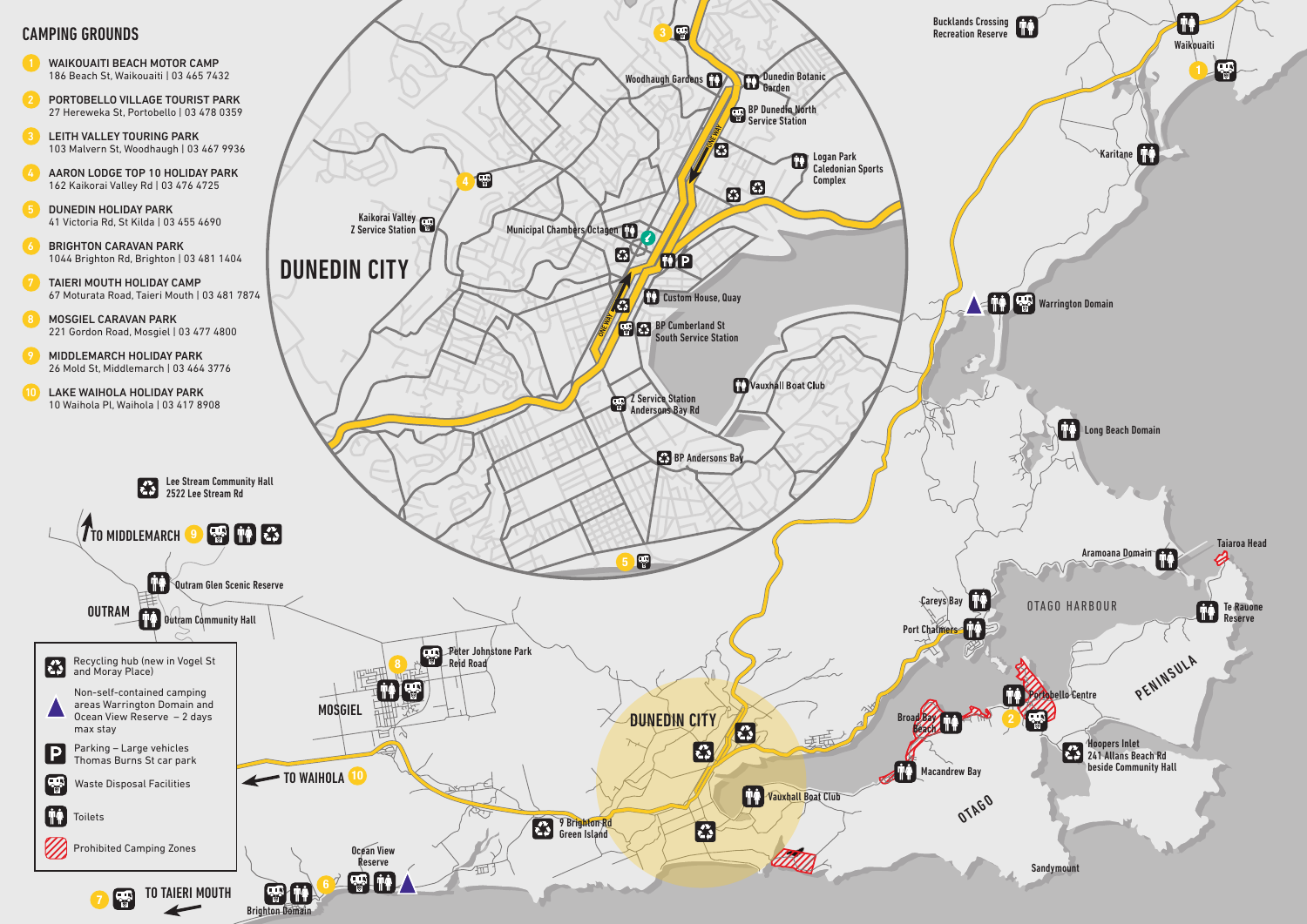## CAMPING GROUNDS

1. **WAIKOUAITI BEACH MOTOR CAMP**
   186 Beach St, Waikouaiti | 03 465 7432
2. **PORTOBELLO VILLAGE TOURIST PARK**
   27 Hereweka St, Portobello | 03 478 0359
3. **LEITH VALLEY TOURING PARK**
   103 Malvern St, Woodhaugh | 03 467 9936
4. **AARON LODGE TOP 10 HOLIDAY PARK**
   162 Kaikorai Valley Rd | 03 476 4725
5. **DUNEDIN HOLIDAY PARK**
   41 Victoria Rd, St Kilda | 03 455 4690
6. **BRIGHTON CARAVAN PARK**
   1044 Brighton Rd, Brighton | 03 481 1404
7. **TAIERI MOUTH HOLIDAY CAMP**
   67 Moturata Road, Taieri Mouth | 03 481 7874
8. **MOSGIEL CARAVAN PARK**
   221 Gordon Road, Mosgiel | 03 477 4800
9. **MIDDLEMARCH HOLIDAY PARK**
   26 Mold St, Middlemarch | 03 464 3776
10. **LAKE WAIHOLA HOLIDAY PARK**
    10 Waihola Pl, Waihola | 03 417 8908

Recycling hub (new in Vogel St and Moray Place)

Non-self-contained camping areas Warrington Domain and Ocean View Reserve – 2 days max stay

Parking – Large vehicles Thomas Burns St car park

Waste Disposal Facilities

Toilets

Prohibited Camping Zones

DUNEDIN CITY

Woodhaugh Gardens
Dunedin Botanic Garden
BP Dunedin North Service Station
Logan Park Caledonian Sports Complex
Kaikorai Valley Z Service Station
Municipal Chambers Octagon
Custom House, Quay
BP Cumberland St South Service Station
Vauxhall Boat Club
Z Service Station Andersons Bay Rd
BP Andersons Bay
ONE WAY

Lee Stream Community Hall
2522 Lee Stream Rd
TO MIDDLEMARCH
OUTRAM
Outram Glen Scenic Reserve
Outram Community Hall
MOSGIEL
Peter Johnstone Park Reid Road
TO WAIHOLA
TO TAIERI MOUTH
Brighton Domain
Ocean View Reserve
9 Brighton Rd Green Island
Vauxhall Boat Club

Bucklands Crossing Recreation Reserve
Waikouaiti
Karitane
Warrington Domain
Long Beach Domain
Aramoana Domain
Taiaroa Head
Te Rauone Reserve
Careys Bay
Port Chalmers
OTAGO HARBOUR
Portobello Centre
Broad Bay Beach
Macandrew Bay
Hoopers Inlet
241 Allans Beach Rd beside Community Hall
OTAGO PENINSULA
Sandymount